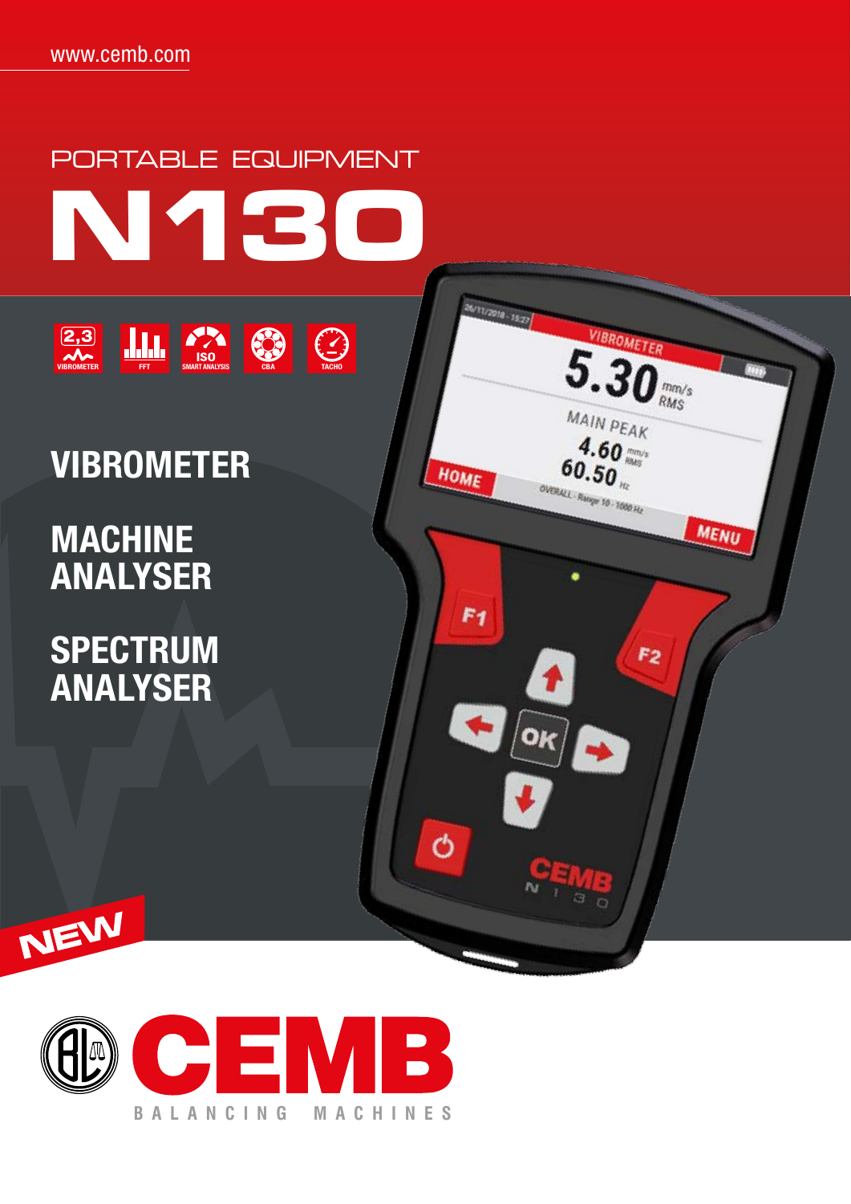www.cemb.com

PORTABLE EQUIPMENT

# N130

VIBROMETER | FFT | ISO SMART ANALYSIS | CBA | TACHO

## VIBROMETER

## MACHINE ANALYSER

## SPECTRUM ANALYSER

NEW

CEMB

BALANCING MACHINES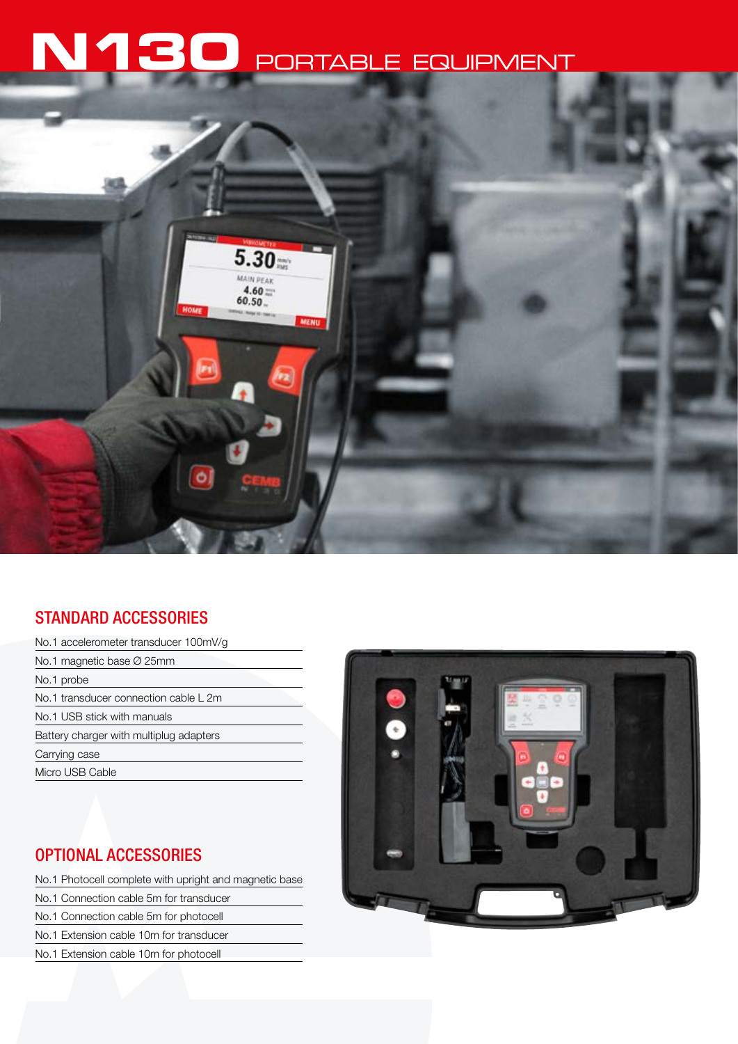# N130 PORTABLE EQUIPMENT

## STANDARD ACCESSORIES

- No.1 accelerometer transducer 100mV/g
- No.1 magnetic base Ø 25mm
- No.1 probe
- No.1 transducer connection cable L 2m
- No.1 USB stick with manuals
- Battery charger with multiplug adapters
- Carrying case
- Micro USB Cable

## OPTIONAL ACCESSORIES

- No.1 Photocell complete with upright and magnetic base
- No.1 Connection cable 5m for transducer
- No.1 Connection cable 5m for photocell
- No.1 Extension cable 10m for transducer
- No.1 Extension cable 10m for photocell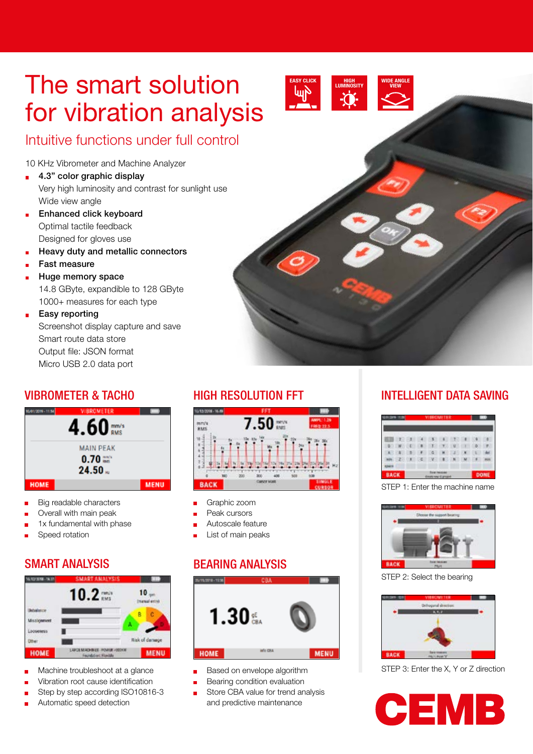# The smart solution for vibration analysis

## Intuitive functions under full control

EASY CLICK | HIGH LUMINOSITY | WIDE ANGLE VIEW

10 KHz Vibrometer and Machine Analyzer

- **4.3” color graphic display**
  Very high luminosity and contrast for sunlight use
  Wide view angle
- **Enhanced click keyboard**
  Optimal tactile feedback
  Designed for gloves use
- **Heavy duty and metallic connectors**
- **Fast measure**
- **Huge memory space**
  14.8 GByte, expandible to 128 GByte
  1000+ measures for each type
- **Easy reporting**
  Screenshot display capture and save
  Smart route data store
  Output file: JSON format
  Micro USB 2.0 data port

## VIBROMETER & TACHO

- Big readable characters
- Overall with main peak
- 1x fundamental with phase
- Speed rotation

## HIGH RESOLUTION FFT

- Graphic zoom
- Peak cursors
- Autoscale feature
- List of main peaks

## SMART ANALYSIS

- Machine troubleshoot at a glance
- Vibration root cause identification
- Step by step according ISO10816-3
- Automatic speed detection

## BEARING ANALYSIS

- Based on envelope algorithm
- Bearing condition evaluation
- Store CBA value for trend analysis and predictive maintenance

## INTELLIGENT DATA SAVING

STEP 1: Enter the machine name

STEP 2: Select the bearing

STEP 3: Enter the X, Y or Z direction

CEMB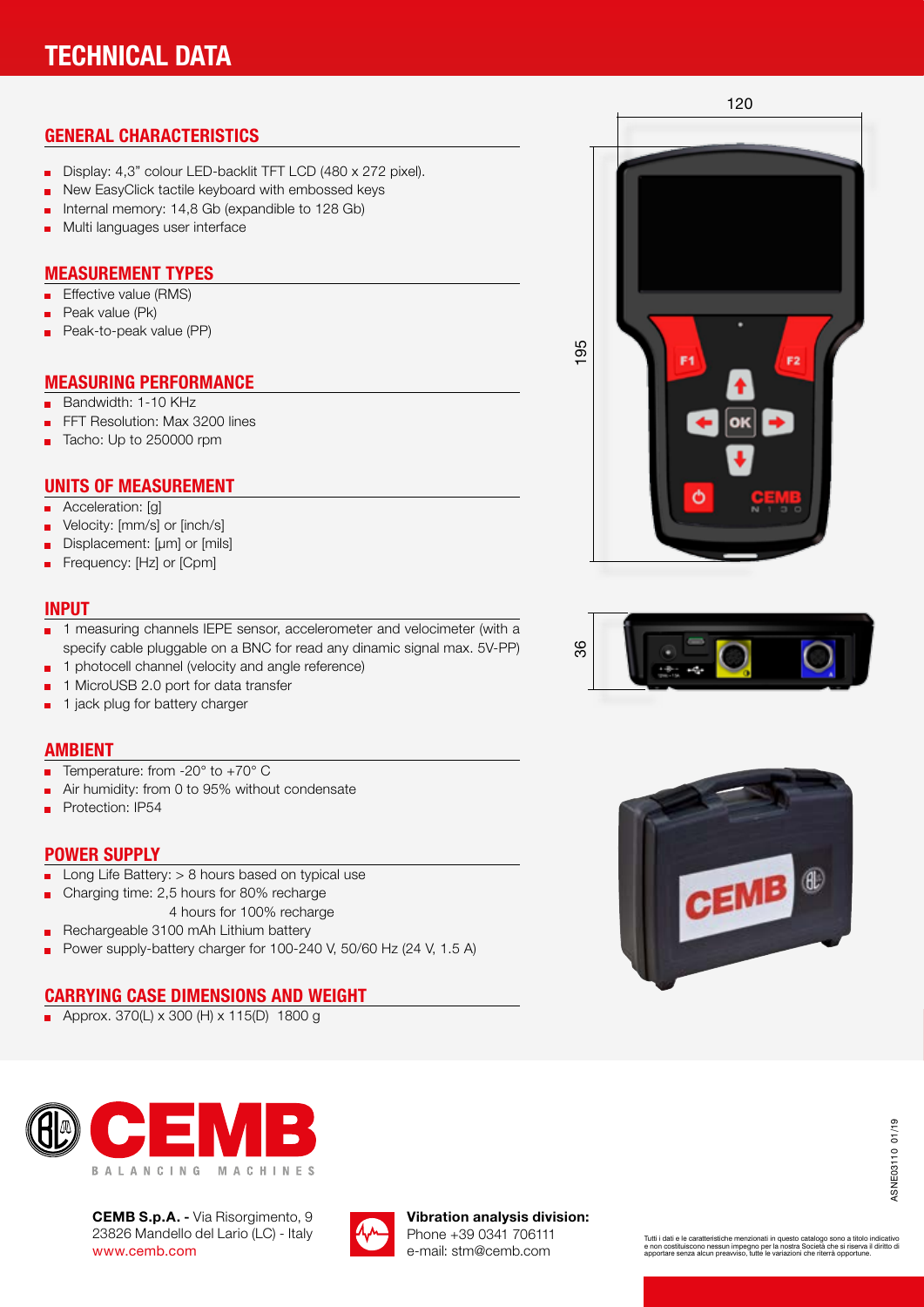# TECHNICAL DATA

## GENERAL CHARACTERISTICS

- Display: 4,3" colour LED-backlit TFT LCD (480 x 272 pixel).
- New EasyClick tactile keyboard with embossed keys
- Internal memory: 14,8 Gb (expandible to 128 Gb)
- Multi languages user interface

## MEASUREMENT TYPES

- Effective value (RMS)
- Peak value (Pk)
- Peak-to-peak value (PP)

## MEASURING PERFORMANCE

- Bandwidth: 1-10 KHz
- FFT Resolution: Max 3200 lines
- Tacho: Up to 250000 rpm

## UNITS OF MEASUREMENT

- Acceleration: [g]
- Velocity: [mm/s] or [inch/s]
- Displacement: [µm] or [mils]
- Frequency: [Hz] or [Cpm]

## INPUT

- 1 measuring channels IEPE sensor, accelerometer and velocimeter (with a specify cable pluggable on a BNC for read any dinamic signal max. 5V-PP)
- 1 photocell channel (velocity and angle reference)
- 1 MicroUSB 2.0 port for data transfer
- 1 jack plug for battery charger

## AMBIENT

- Temperature: from -20° to +70° C
- Air humidity: from 0 to 95% without condensate
- Protection: IP54

## POWER SUPPLY

- Long Life Battery: > 8 hours based on typical use
- Charging time: 2,5 hours for 80% recharge
  4 hours for 100% recharge
- Rechargeable 3100 mAh Lithium battery
- Power supply-battery charger for 100-240 V, 50/60 Hz (24 V, 1.5 A)

## CARRYING CASE DIMENSIONS AND WEIGHT

- Approx. 370(L) x 300 (H) x 115(D) 1800 g

120

195

36

CEMB BALANCING MACHINES

**CEMB S.p.A. -** Via Risorgimento, 9
23826 Mandello del Lario (LC) - Italy
www.cemb.com

**Vibration analysis division:**
Phone +39 0341 706111
e-mail: stm@cemb.com

Tutti i dati e le caratteristiche menzionati in questo catalogo sono a titolo indicativo e non costituiscono nessun impegno per la nostra Società che si riserva il diritto di apportare senza alcun preavviso, tutte le variazioni che riterrà opportune.

ASNE03110 01/19